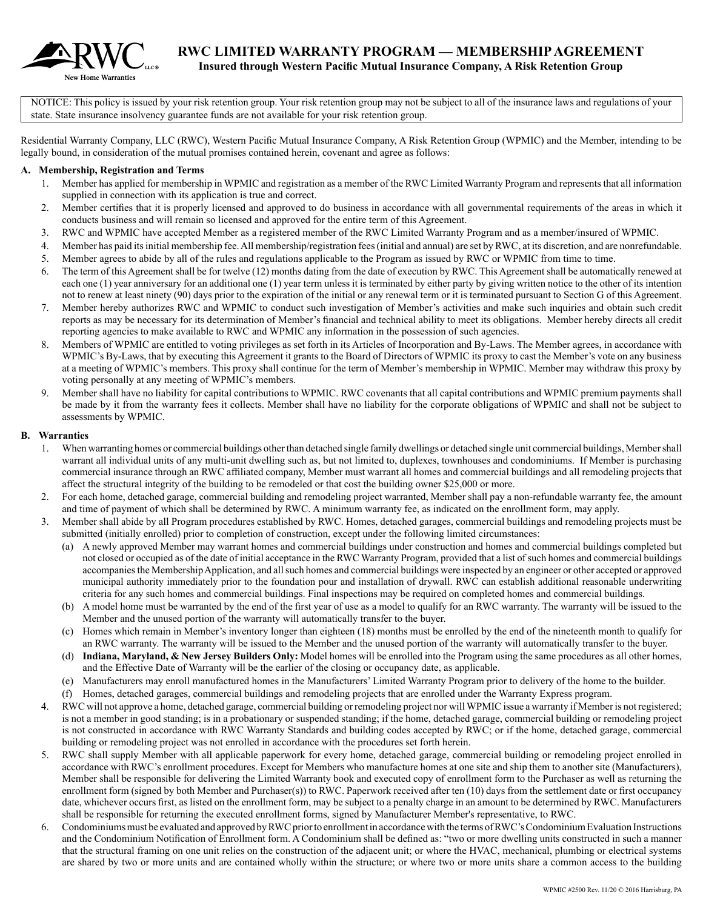# RWC LIMITED WARRANTY PROGRAM — MEMBERSHIP AGREEMENT

**Insured through Western Pacific Mutual Insurance Company, A Risk Retention Group**

NOTICE: This policy is issued by your risk retention group. Your risk retention group may not be subject to all of the insurance laws and regulations of your state. State insurance insolvency guarantee funds are not available for your risk retention group.

Residential Warranty Company, LLC (RWC), Western Pacific Mutual Insurance Company, A Risk Retention Group (WPMIC) and the Member, intending to be legally bound, in consideration of the mutual promises contained herein, covenant and agree as follows:

## A. Membership, Registration and Terms

1. Member has applied for membership in WPMIC and registration as a member of the RWC Limited Warranty Program and represents that all information supplied in connection with its application is true and correct.
2. Member certifies that it is properly licensed and approved to do business in accordance with all governmental requirements of the areas in which it conducts business and will remain so licensed and approved for the entire term of this Agreement.
3. RWC and WPMIC have accepted Member as a registered member of the RWC Limited Warranty Program and as a member/insured of WPMIC.
4. Member has paid its initial membership fee. All membership/registration fees (initial and annual) are set by RWC, at its discretion, and are nonrefundable.
5. Member agrees to abide by all of the rules and regulations applicable to the Program as issued by RWC or WPMIC from time to time.
6. The term of this Agreement shall be for twelve (12) months dating from the date of execution by RWC. This Agreement shall be automatically renewed at each one (1) year anniversary for an additional one (1) year term unless it is terminated by either party by giving written notice to the other of its intention not to renew at least ninety (90) days prior to the expiration of the initial or any renewal term or it is terminated pursuant to Section G of this Agreement.
7. Member hereby authorizes RWC and WPMIC to conduct such investigation of Member's activities and make such inquiries and obtain such credit reports as may be necessary for its determination of Member's financial and technical ability to meet its obligations. Member hereby directs all credit reporting agencies to make available to RWC and WPMIC any information in the possession of such agencies.
8. Members of WPMIC are entitled to voting privileges as set forth in its Articles of Incorporation and By-Laws. The Member agrees, in accordance with WPMIC's By-Laws, that by executing this Agreement it grants to the Board of Directors of WPMIC its proxy to cast the Member's vote on any business at a meeting of WPMIC's members. This proxy shall continue for the term of Member's membership in WPMIC. Member may withdraw this proxy by voting personally at any meeting of WPMIC's members.
9. Member shall have no liability for capital contributions to WPMIC. RWC covenants that all capital contributions and WPMIC premium payments shall be made by it from the warranty fees it collects. Member shall have no liability for the corporate obligations of WPMIC and shall not be subject to assessments by WPMIC.

## B. Warranties

1. When warranting homes or commercial buildings other than detached single family dwellings or detached single unit commercial buildings, Member shall warrant all individual units of any multi-unit dwelling such as, but not limited to, duplexes, townhouses and condominiums. If Member is purchasing commercial insurance through an RWC affiliated company, Member must warrant all homes and commercial buildings and all remodeling projects that affect the structural integrity of the building to be remodeled or that cost the building owner $25,000 or more.
2. For each home, detached garage, commercial building and remodeling project warranted, Member shall pay a non-refundable warranty fee, the amount and time of payment of which shall be determined by RWC. A minimum warranty fee, as indicated on the enrollment form, may apply.
3. Member shall abide by all Program procedures established by RWC. Homes, detached garages, commercial buildings and remodeling projects must be submitted (initially enrolled) prior to completion of construction, except under the following limited circumstances:
   (a) A newly approved Member may warrant homes and commercial buildings under construction and homes and commercial buildings completed but not closed or occupied as of the date of initial acceptance in the RWC Warranty Program, provided that a list of such homes and commercial buildings accompanies the Membership Application, and all such homes and commercial buildings were inspected by an engineer or other accepted or approved municipal authority immediately prior to the foundation pour and installation of drywall. RWC can establish additional reasonable underwriting criteria for any such homes and commercial buildings. Final inspections may be required on completed homes and commercial buildings.
   (b) A model home must be warranted by the end of the first year of use as a model to qualify for an RWC warranty. The warranty will be issued to the Member and the unused portion of the warranty will automatically transfer to the buyer.
   (c) Homes which remain in Member's inventory longer than eighteen (18) months must be enrolled by the end of the nineteenth month to qualify for an RWC warranty. The warranty will be issued to the Member and the unused portion of the warranty will automatically transfer to the buyer.
   (d) **Indiana, Maryland, & New Jersey Builders Only:** Model homes will be enrolled into the Program using the same procedures as all other homes, and the Effective Date of Warranty will be the earlier of the closing or occupancy date, as applicable.
   (e) Manufacturers may enroll manufactured homes in the Manufacturers' Limited Warranty Program prior to delivery of the home to the builder.
   (f) Homes, detached garages, commercial buildings and remodeling projects that are enrolled under the Warranty Express program.
4. RWC will not approve a home, detached garage, commercial building or remodeling project nor will WPMIC issue a warranty if Member is not registered; is not a member in good standing; is in a probationary or suspended standing; if the home, detached garage, commercial building or remodeling project is not constructed in accordance with RWC Warranty Standards and building codes accepted by RWC; or if the home, detached garage, commercial building or remodeling project was not enrolled in accordance with the procedures set forth herein.
5. RWC shall supply Member with all applicable paperwork for every home, detached garage, commercial building or remodeling project enrolled in accordance with RWC's enrollment procedures. Except for Members who manufacture homes at one site and ship them to another site (Manufacturers), Member shall be responsible for delivering the Limited Warranty book and executed copy of enrollment form to the Purchaser as well as returning the enrollment form (signed by both Member and Purchaser(s)) to RWC. Paperwork received after ten (10) days from the settlement date or first occupancy date, whichever occurs first, as listed on the enrollment form, may be subject to a penalty charge in an amount to be determined by RWC. Manufacturers shall be responsible for returning the executed enrollment forms, signed by Manufacturer Member's representative, to RWC.
6. Condominiums must be evaluated and approved by RWC prior to enrollment in accordance with the terms of RWC's Condominium Evaluation Instructions and the Condominium Notification of Enrollment form. A Condominium shall be defined as: "two or more dwelling units constructed in such a manner that the structural framing on one unit relies on the construction of the adjacent unit; or where the HVAC, mechanical, plumbing or electrical systems are shared by two or more units and are contained wholly within the structure; or where two or more units share a common access to the building

WPMIC #2500 Rev. 11/20 © 2016 Harrisburg, PA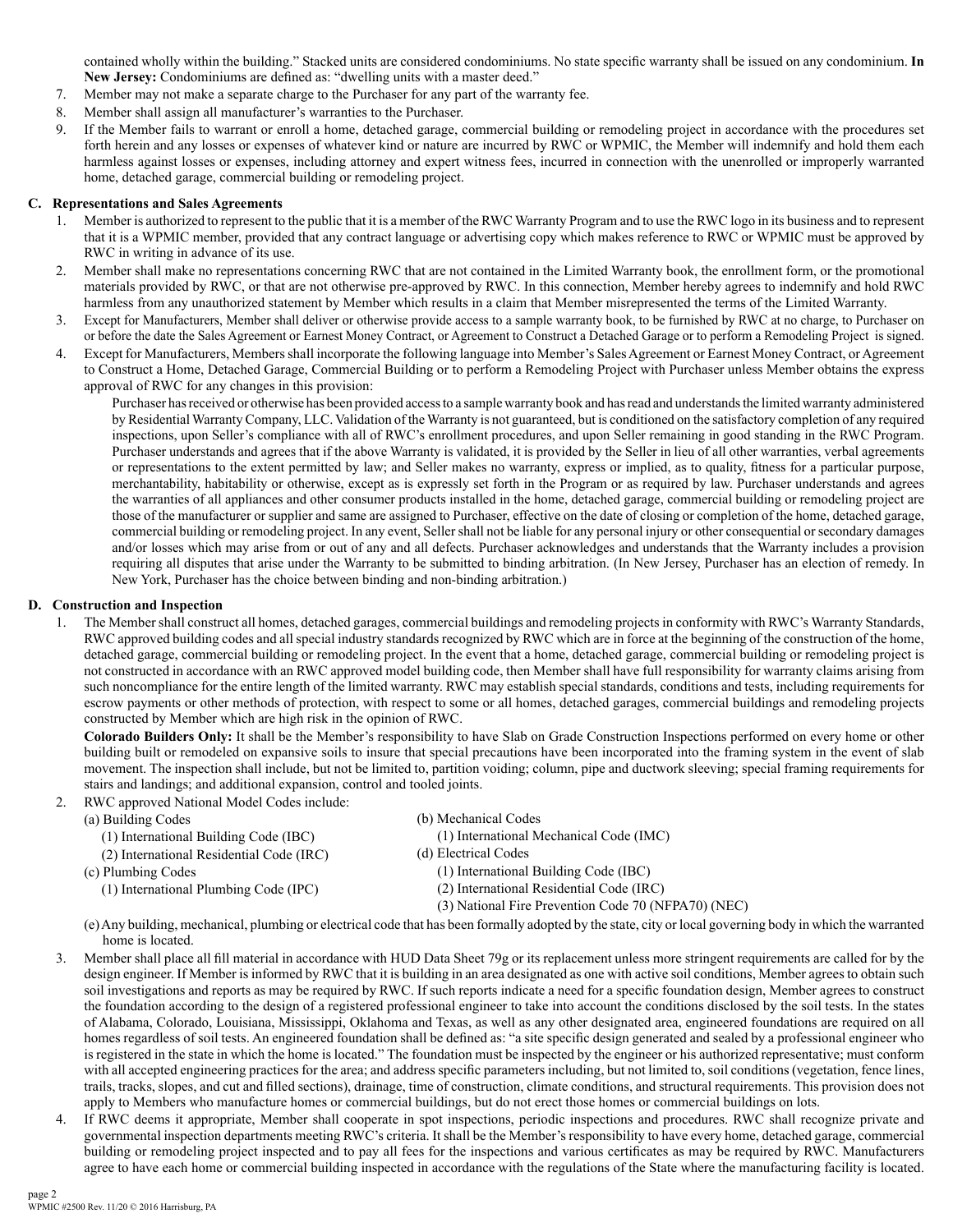contained wholly within the building." Stacked units are considered condominiums. No state specific warranty shall be issued on any condominium. **In New Jersey:** Condominiums are defined as: "dwelling units with a master deed."

7. Member may not make a separate charge to the Purchaser for any part of the warranty fee.
8. Member shall assign all manufacturer's warranties to the Purchaser.
9. If the Member fails to warrant or enroll a home, detached garage, commercial building or remodeling project in accordance with the procedures set forth herein and any losses or expenses of whatever kind or nature are incurred by RWC or WPMIC, the Member will indemnify and hold them each harmless against losses or expenses, including attorney and expert witness fees, incurred in connection with the unenrolled or improperly warranted home, detached garage, commercial building or remodeling project.

**C. Representations and Sales Agreements**

1. Member is authorized to represent to the public that it is a member of the RWC Warranty Program and to use the RWC logo in its business and to represent that it is a WPMIC member, provided that any contract language or advertising copy which makes reference to RWC or WPMIC must be approved by RWC in writing in advance of its use.
2. Member shall make no representations concerning RWC that are not contained in the Limited Warranty book, the enrollment form, or the promotional materials provided by RWC, or that are not otherwise pre-approved by RWC. In this connection, Member hereby agrees to indemnify and hold RWC harmless from any unauthorized statement by Member which results in a claim that Member misrepresented the terms of the Limited Warranty.
3. Except for Manufacturers, Member shall deliver or otherwise provide access to a sample warranty book, to be furnished by RWC at no charge, to Purchaser on or before the date the Sales Agreement or Earnest Money Contract, or Agreement to Construct a Detached Garage or to perform a Remodeling Project is signed.
4. Except for Manufacturers, Members shall incorporate the following language into Member's Sales Agreement or Earnest Money Contract, or Agreement to Construct a Home, Detached Garage, Commercial Building or to perform a Remodeling Project with Purchaser unless Member obtains the express approval of RWC for any changes in this provision:

   Purchaser has received or otherwise has been provided access to a sample warranty book and has read and understands the limited warranty administered by Residential Warranty Company, LLC. Validation of the Warranty is not guaranteed, but is conditioned on the satisfactory completion of any required inspections, upon Seller's compliance with all of RWC's enrollment procedures, and upon Seller remaining in good standing in the RWC Program. Purchaser understands and agrees that if the above Warranty is validated, it is provided by the Seller in lieu of all other warranties, verbal agreements or representations to the extent permitted by law; and Seller makes no warranty, express or implied, as to quality, fitness for a particular purpose, merchantability, habitability or otherwise, except as is expressly set forth in the Program or as required by law. Purchaser understands and agrees the warranties of all appliances and other consumer products installed in the home, detached garage, commercial building or remodeling project are those of the manufacturer or supplier and same are assigned to Purchaser, effective on the date of closing or completion of the home, detached garage, commercial building or remodeling project. In any event, Seller shall not be liable for any personal injury or other consequential or secondary damages and/or losses which may arise from or out of any and all defects. Purchaser acknowledges and understands that the Warranty includes a provision requiring all disputes that arise under the Warranty to be submitted to binding arbitration. (In New Jersey, Purchaser has an election of remedy. In New York, Purchaser has the choice between binding and non-binding arbitration.)

**D. Construction and Inspection**

1. The Member shall construct all homes, detached garages, commercial buildings and remodeling projects in conformity with RWC's Warranty Standards, RWC approved building codes and all special industry standards recognized by RWC which are in force at the beginning of the construction of the home, detached garage, commercial building or remodeling project. In the event that a home, detached garage, commercial building or remodeling project is not constructed in accordance with an RWC approved model building code, then Member shall have full responsibility for warranty claims arising from such noncompliance for the entire length of the limited warranty. RWC may establish special standards, conditions and tests, including requirements for escrow payments or other methods of protection, with respect to some or all homes, detached garages, commercial buildings and remodeling projects constructed by Member which are high risk in the opinion of RWC.

   **Colorado Builders Only:** It shall be the Member's responsibility to have Slab on Grade Construction Inspections performed on every home or other building built or remodeled on expansive soils to insure that special precautions have been incorporated into the framing system in the event of slab movement. The inspection shall include, but not be limited to, partition voiding; column, pipe and ductwork sleeving; special framing requirements for stairs and landings; and additional expansion, control and tooled joints.

2. RWC approved National Model Codes include:
   - (a) Building Codes
     - (1) International Building Code (IBC)
     - (2) International Residential Code (IRC)
   - (b) Mechanical Codes
     - (1) International Mechanical Code (IMC)
   - (c) Plumbing Codes
     - (1) International Plumbing Code (IPC)
   - (d) Electrical Codes
     - (1) International Building Code (IBC)
     - (2) International Residential Code (IRC)
     - (3) National Fire Prevention Code 70 (NFPA70) (NEC)
   - (e) Any building, mechanical, plumbing or electrical code that has been formally adopted by the state, city or local governing body in which the warranted home is located.

3. Member shall place all fill material in accordance with HUD Data Sheet 79g or its replacement unless more stringent requirements are called for by the design engineer. If Member is informed by RWC that it is building in an area designated as one with active soil conditions, Member agrees to obtain such soil investigations and reports as may be required by RWC. If such reports indicate a need for a specific foundation design, Member agrees to construct the foundation according to the design of a registered professional engineer to take into account the conditions disclosed by the soil tests. In the states of Alabama, Colorado, Louisiana, Mississippi, Oklahoma and Texas, as well as any other designated area, engineered foundations are required on all homes regardless of soil tests. An engineered foundation shall be defined as: "a site specific design generated and sealed by a professional engineer who is registered in the state in which the home is located." The foundation must be inspected by the engineer or his authorized representative; must conform with all accepted engineering practices for the area; and address specific parameters including, but not limited to, soil conditions (vegetation, fence lines, trails, tracks, slopes, and cut and filled sections), drainage, time of construction, climate conditions, and structural requirements. This provision does not apply to Members who manufacture homes or commercial buildings, but do not erect those homes or commercial buildings on lots.

4. If RWC deems it appropriate, Member shall cooperate in spot inspections, periodic inspections and procedures. RWC shall recognize private and governmental inspection departments meeting RWC's criteria. It shall be the Member's responsibility to have every home, detached garage, commercial building or remodeling project inspected and to pay all fees for the inspections and various certificates as may be required by RWC. Manufacturers agree to have each home or commercial building inspected in accordance with the regulations of the State where the manufacturing facility is located.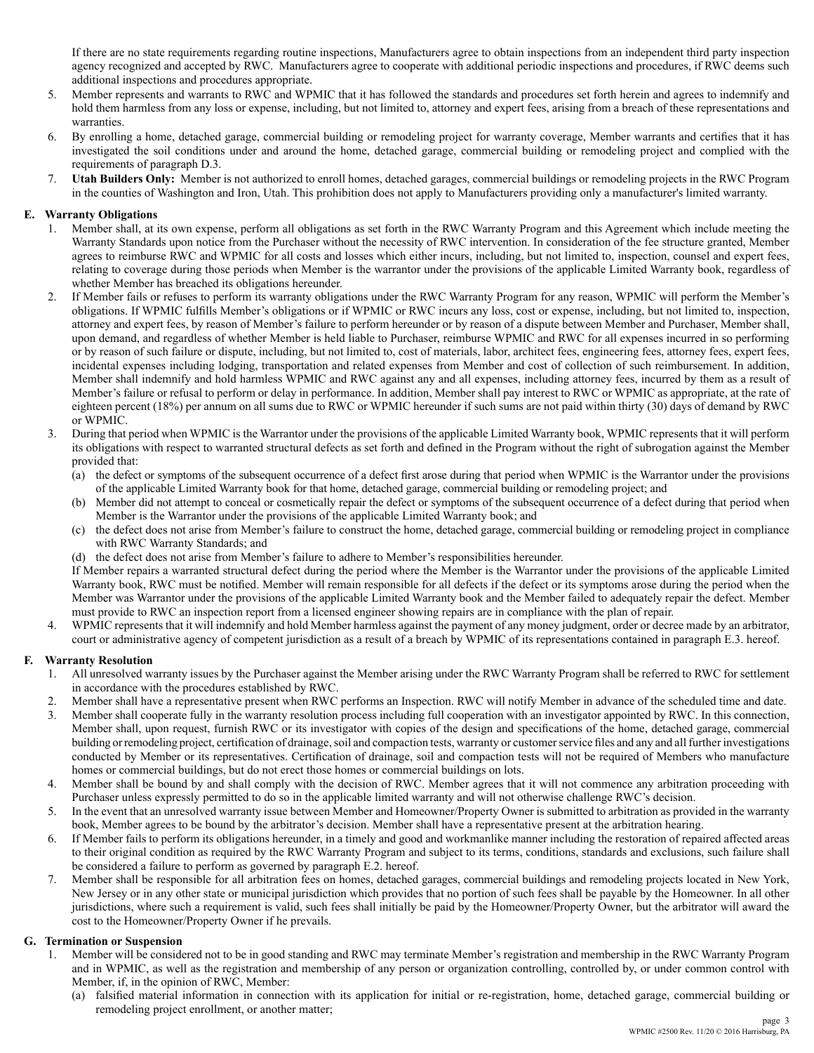If there are no state requirements regarding routine inspections, Manufacturers agree to obtain inspections from an independent third party inspection agency recognized and accepted by RWC. Manufacturers agree to cooperate with additional periodic inspections and procedures, if RWC deems such additional inspections and procedures appropriate.

5. Member represents and warrants to RWC and WPMIC that it has followed the standards and procedures set forth herein and agrees to indemnify and hold them harmless from any loss or expense, including, but not limited to, attorney and expert fees, arising from a breach of these representations and warranties.
6. By enrolling a home, detached garage, commercial building or remodeling project for warranty coverage, Member warrants and certifies that it has investigated the soil conditions under and around the home, detached garage, commercial building or remodeling project and complied with the requirements of paragraph D.3.
7. **Utah Builders Only:** Member is not authorized to enroll homes, detached garages, commercial buildings or remodeling projects in the RWC Program in the counties of Washington and Iron, Utah. This prohibition does not apply to Manufacturers providing only a manufacturer's limited warranty.

## E. Warranty Obligations

1. Member shall, at its own expense, perform all obligations as set forth in the RWC Warranty Program and this Agreement which include meeting the Warranty Standards upon notice from the Purchaser without the necessity of RWC intervention. In consideration of the fee structure granted, Member agrees to reimburse RWC and WPMIC for all costs and losses which either incurs, including, but not limited to, inspection, counsel and expert fees, relating to coverage during those periods when Member is the warrantor under the provisions of the applicable Limited Warranty book, regardless of whether Member has breached its obligations hereunder.
2. If Member fails or refuses to perform its warranty obligations under the RWC Warranty Program for any reason, WPMIC will perform the Member's obligations. If WPMIC fulfills Member's obligations or if WPMIC or RWC incurs any loss, cost or expense, including, but not limited to, inspection, attorney and expert fees, by reason of Member's failure to perform hereunder or by reason of a dispute between Member and Purchaser, Member shall, upon demand, and regardless of whether Member is held liable to Purchaser, reimburse WPMIC and RWC for all expenses incurred in so performing or by reason of such failure or dispute, including, but not limited to, cost of materials, labor, architect fees, engineering fees, attorney fees, expert fees, incidental expenses including lodging, transportation and related expenses from Member and cost of collection of such reimbursement. In addition, Member shall indemnify and hold harmless WPMIC and RWC against any and all expenses, including attorney fees, incurred by them as a result of Member's failure or refusal to perform or delay in performance. In addition, Member shall pay interest to RWC or WPMIC as appropriate, at the rate of eighteen percent (18%) per annum on all sums due to RWC or WPMIC hereunder if such sums are not paid within thirty (30) days of demand by RWC or WPMIC.
3. During that period when WPMIC is the Warrantor under the provisions of the applicable Limited Warranty book, WPMIC represents that it will perform its obligations with respect to warranted structural defects as set forth and defined in the Program without the right of subrogation against the Member provided that:
   (a) the defect or symptoms of the subsequent occurrence of a defect first arose during that period when WPMIC is the Warrantor under the provisions of the applicable Limited Warranty book for that home, detached garage, commercial building or remodeling project; and
   (b) Member did not attempt to conceal or cosmetically repair the defect or symptoms of the subsequent occurrence of a defect during that period when Member is the Warrantor under the provisions of the applicable Limited Warranty book; and
   (c) the defect does not arise from Member's failure to construct the home, detached garage, commercial building or remodeling project in compliance with RWC Warranty Standards; and
   (d) the defect does not arise from Member's failure to adhere to Member's responsibilities hereunder.

   If Member repairs a warranted structural defect during the period where the Member is the Warrantor under the provisions of the applicable Limited Warranty book, RWC must be notified. Member will remain responsible for all defects if the defect or its symptoms arose during the period when the Member was Warrantor under the provisions of the applicable Limited Warranty book and the Member failed to adequately repair the defect. Member must provide to RWC an inspection report from a licensed engineer showing repairs are in compliance with the plan of repair.
4. WPMIC represents that it will indemnify and hold Member harmless against the payment of any money judgment, order or decree made by an arbitrator, court or administrative agency of competent jurisdiction as a result of a breach by WPMIC of its representations contained in paragraph E.3. hereof.

## F. Warranty Resolution

1. All unresolved warranty issues by the Purchaser against the Member arising under the RWC Warranty Program shall be referred to RWC for settlement in accordance with the procedures established by RWC.
2. Member shall have a representative present when RWC performs an Inspection. RWC will notify Member in advance of the scheduled time and date.
3. Member shall cooperate fully in the warranty resolution process including full cooperation with an investigator appointed by RWC. In this connection, Member shall, upon request, furnish RWC or its investigator with copies of the design and specifications of the home, detached garage, commercial building or remodeling project, certification of drainage, soil and compaction tests, warranty or customer service files and any and all further investigations conducted by Member or its representatives. Certification of drainage, soil and compaction tests will not be required of Members who manufacture homes or commercial buildings, but do not erect those homes or commercial buildings on lots.
4. Member shall be bound by and shall comply with the decision of RWC. Member agrees that it will not commence any arbitration proceeding with Purchaser unless expressly permitted to do so in the applicable limited warranty and will not otherwise challenge RWC's decision.
5. In the event that an unresolved warranty issue between Member and Homeowner/Property Owner is submitted to arbitration as provided in the warranty book, Member agrees to be bound by the arbitrator's decision. Member shall have a representative present at the arbitration hearing.
6. If Member fails to perform its obligations hereunder, in a timely and good and workmanlike manner including the restoration of repaired affected areas to their original condition as required by the RWC Warranty Program and subject to its terms, conditions, standards and exclusions, such failure shall be considered a failure to perform as governed by paragraph E.2. hereof.
7. Member shall be responsible for all arbitration fees on homes, detached garages, commercial buildings and remodeling projects located in New York, New Jersey or in any other state or municipal jurisdiction which provides that no portion of such fees shall be payable by the Homeowner. In all other jurisdictions, where such a requirement is valid, such fees shall initially be paid by the Homeowner/Property Owner, but the arbitrator will award the cost to the Homeowner/Property Owner if he prevails.

## G. Termination or Suspension

1. Member will be considered not to be in good standing and RWC may terminate Member's registration and membership in the RWC Warranty Program and in WPMIC, as well as the registration and membership of any person or organization controlling, controlled by, or under common control with Member, if, in the opinion of RWC, Member:
   (a) falsified material information in connection with its application for initial or re-registration, home, detached garage, commercial building or remodeling project enrollment, or another matter;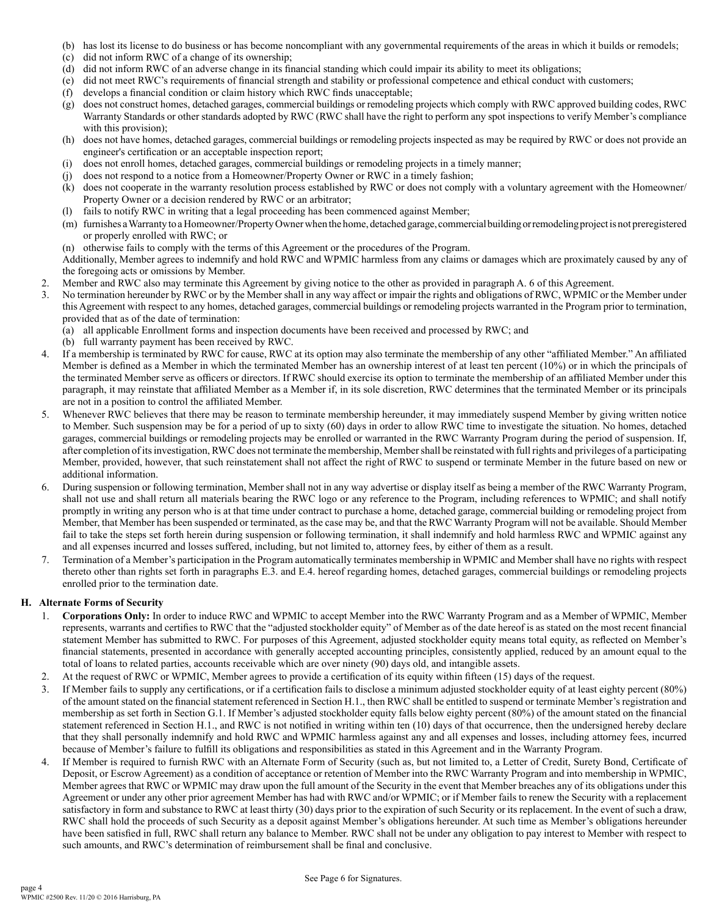(b) has lost its license to do business or has become noncompliant with any governmental requirements of the areas in which it builds or remodels;
(c) did not inform RWC of a change of its ownership;
(d) did not inform RWC of an adverse change in its financial standing which could impair its ability to meet its obligations;
(e) did not meet RWC's requirements of financial strength and stability or professional competence and ethical conduct with customers;
(f) develops a financial condition or claim history which RWC finds unacceptable;
(g) does not construct homes, detached garages, commercial buildings or remodeling projects which comply with RWC approved building codes, RWC Warranty Standards or other standards adopted by RWC (RWC shall have the right to perform any spot inspections to verify Member's compliance with this provision);
(h) does not have homes, detached garages, commercial buildings or remodeling projects inspected as may be required by RWC or does not provide an engineer's certification or an acceptable inspection report;
(i) does not enroll homes, detached garages, commercial buildings or remodeling projects in a timely manner;
(j) does not respond to a notice from a Homeowner/Property Owner or RWC in a timely fashion;
(k) does not cooperate in the warranty resolution process established by RWC or does not comply with a voluntary agreement with the Homeowner/Property Owner or a decision rendered by RWC or an arbitrator;
(l) fails to notify RWC in writing that a legal proceeding has been commenced against Member;
(m) furnishes a Warranty to a Homeowner/Property Owner when the home, detached garage, commercial building or remodeling project is not preregistered or properly enrolled with RWC; or
(n) otherwise fails to comply with the terms of this Agreement or the procedures of the Program.

Additionally, Member agrees to indemnify and hold RWC and WPMIC harmless from any claims or damages which are proximately caused by any of the foregoing acts or omissions by Member.

2. Member and RWC also may terminate this Agreement by giving notice to the other as provided in paragraph A. 6 of this Agreement.
3. No termination hereunder by RWC or by the Member shall in any way affect or impair the rights and obligations of RWC, WPMIC or the Member under this Agreement with respect to any homes, detached garages, commercial buildings or remodeling projects warranted in the Program prior to termination, provided that as of the date of termination:
   (a) all applicable Enrollment forms and inspection documents have been received and processed by RWC; and
   (b) full warranty payment has been received by RWC.
4. If a membership is terminated by RWC for cause, RWC at its option may also terminate the membership of any other "affiliated Member." An affiliated Member is defined as a Member in which the terminated Member has an ownership interest of at least ten percent (10%) or in which the principals of the terminated Member serve as officers or directors. If RWC should exercise its option to terminate the membership of an affiliated Member under this paragraph, it may reinstate that affiliated Member as a Member if, in its sole discretion, RWC determines that the terminated Member or its principals are not in a position to control the affiliated Member.
5. Whenever RWC believes that there may be reason to terminate membership hereunder, it may immediately suspend Member by giving written notice to Member. Such suspension may be for a period of up to sixty (60) days in order to allow RWC time to investigate the situation. No homes, detached garages, commercial buildings or remodeling projects may be enrolled or warranted in the RWC Warranty Program during the period of suspension. If, after completion of its investigation, RWC does not terminate the membership, Member shall be reinstated with full rights and privileges of a participating Member, provided, however, that such reinstatement shall not affect the right of RWC to suspend or terminate Member in the future based on new or additional information.
6. During suspension or following termination, Member shall not in any way advertise or display itself as being a member of the RWC Warranty Program, shall not use and shall return all materials bearing the RWC logo or any reference to the Program, including references to WPMIC; and shall notify promptly in writing any person who is at that time under contract to purchase a home, detached garage, commercial building or remodeling project from Member, that Member has been suspended or terminated, as the case may be, and that the RWC Warranty Program will not be available. Should Member fail to take the steps set forth herein during suspension or following termination, it shall indemnify and hold harmless RWC and WPMIC against any and all expenses incurred and losses suffered, including, but not limited to, attorney fees, by either of them as a result.
7. Termination of a Member's participation in the Program automatically terminates membership in WPMIC and Member shall have no rights with respect thereto other than rights set forth in paragraphs E.3. and E.4. hereof regarding homes, detached garages, commercial buildings or remodeling projects enrolled prior to the termination date.

## H. Alternate Forms of Security

1. **Corporations Only:** In order to induce RWC and WPMIC to accept Member into the RWC Warranty Program and as a Member of WPMIC, Member represents, warrants and certifies to RWC that the "adjusted stockholder equity" of Member as of the date hereof is as stated on the most recent financial statement Member has submitted to RWC. For purposes of this Agreement, adjusted stockholder equity means total equity, as reflected on Member's financial statements, presented in accordance with generally accepted accounting principles, consistently applied, reduced by an amount equal to the total of loans to related parties, accounts receivable which are over ninety (90) days old, and intangible assets.
2. At the request of RWC or WPMIC, Member agrees to provide a certification of its equity within fifteen (15) days of the request.
3. If Member fails to supply any certifications, or if a certification fails to disclose a minimum adjusted stockholder equity of at least eighty percent (80%) of the amount stated on the financial statement referenced in Section H.1., then RWC shall be entitled to suspend or terminate Member's registration and membership as set forth in Section G.1. If Member's adjusted stockholder equity falls below eighty percent (80%) of the amount stated on the financial statement referenced in Section H.1., and RWC is not notified in writing within ten (10) days of that occurrence, then the undersigned hereby declare that they shall personally indemnify and hold RWC and WPMIC harmless against any and all expenses and losses, including attorney fees, incurred because of Member's failure to fulfill its obligations and responsibilities as stated in this Agreement and in the Warranty Program.
4. If Member is required to furnish RWC with an Alternate Form of Security (such as, but not limited to, a Letter of Credit, Surety Bond, Certificate of Deposit, or Escrow Agreement) as a condition of acceptance or retention of Member into the RWC Warranty Program and into membership in WPMIC, Member agrees that RWC or WPMIC may draw upon the full amount of the Security in the event that Member breaches any of its obligations under this Agreement or under any other prior agreement Member has had with RWC and/or WPMIC; or if Member fails to renew the Security with a replacement satisfactory in form and substance to RWC at least thirty (30) days prior to the expiration of such Security or its replacement. In the event of such a draw, RWC shall hold the proceeds of such Security as a deposit against Member's obligations hereunder. At such time as Member's obligations hereunder have been satisfied in full, RWC shall return any balance to Member. RWC shall not be under any obligation to pay interest to Member with respect to such amounts, and RWC's determination of reimbursement shall be final and conclusive.

See Page 6 for Signatures.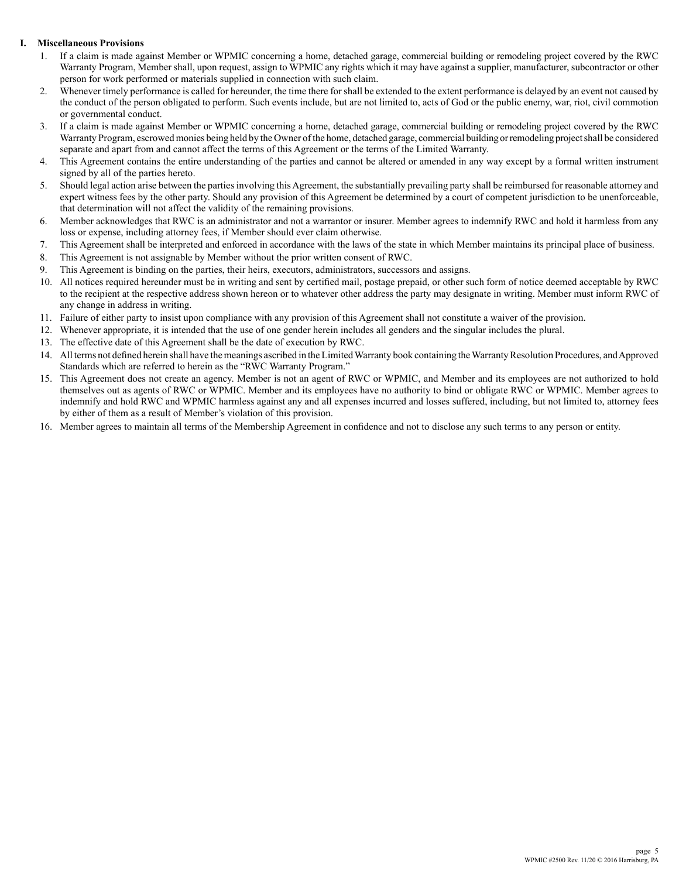## I. Miscellaneous Provisions

1. If a claim is made against Member or WPMIC concerning a home, detached garage, commercial building or remodeling project covered by the RWC Warranty Program, Member shall, upon request, assign to WPMIC any rights which it may have against a supplier, manufacturer, subcontractor or other person for work performed or materials supplied in connection with such claim.
2. Whenever timely performance is called for hereunder, the time there for shall be extended to the extent performance is delayed by an event not caused by the conduct of the person obligated to perform. Such events include, but are not limited to, acts of God or the public enemy, war, riot, civil commotion or governmental conduct.
3. If a claim is made against Member or WPMIC concerning a home, detached garage, commercial building or remodeling project covered by the RWC Warranty Program, escrowed monies being held by the Owner of the home, detached garage, commercial building or remodeling project shall be considered separate and apart from and cannot affect the terms of this Agreement or the terms of the Limited Warranty.
4. This Agreement contains the entire understanding of the parties and cannot be altered or amended in any way except by a formal written instrument signed by all of the parties hereto.
5. Should legal action arise between the parties involving this Agreement, the substantially prevailing party shall be reimbursed for reasonable attorney and expert witness fees by the other party. Should any provision of this Agreement be determined by a court of competent jurisdiction to be unenforceable, that determination will not affect the validity of the remaining provisions.
6. Member acknowledges that RWC is an administrator and not a warrantor or insurer. Member agrees to indemnify RWC and hold it harmless from any loss or expense, including attorney fees, if Member should ever claim otherwise.
7. This Agreement shall be interpreted and enforced in accordance with the laws of the state in which Member maintains its principal place of business.
8. This Agreement is not assignable by Member without the prior written consent of RWC.
9. This Agreement is binding on the parties, their heirs, executors, administrators, successors and assigns.
10. All notices required hereunder must be in writing and sent by certified mail, postage prepaid, or other such form of notice deemed acceptable by RWC to the recipient at the respective address shown hereon or to whatever other address the party may designate in writing. Member must inform RWC of any change in address in writing.
11. Failure of either party to insist upon compliance with any provision of this Agreement shall not constitute a waiver of the provision.
12. Whenever appropriate, it is intended that the use of one gender herein includes all genders and the singular includes the plural.
13. The effective date of this Agreement shall be the date of execution by RWC.
14. All terms not defined herein shall have the meanings ascribed in the Limited Warranty book containing the Warranty Resolution Procedures, and Approved Standards which are referred to herein as the "RWC Warranty Program."
15. This Agreement does not create an agency. Member is not an agent of RWC or WPMIC, and Member and its employees are not authorized to hold themselves out as agents of RWC or WPMIC. Member and its employees have no authority to bind or obligate RWC or WPMIC. Member agrees to indemnify and hold RWC and WPMIC harmless against any and all expenses incurred and losses suffered, including, but not limited to, attorney fees by either of them as a result of Member's violation of this provision.
16. Member agrees to maintain all terms of the Membership Agreement in confidence and not to disclose any such terms to any person or entity.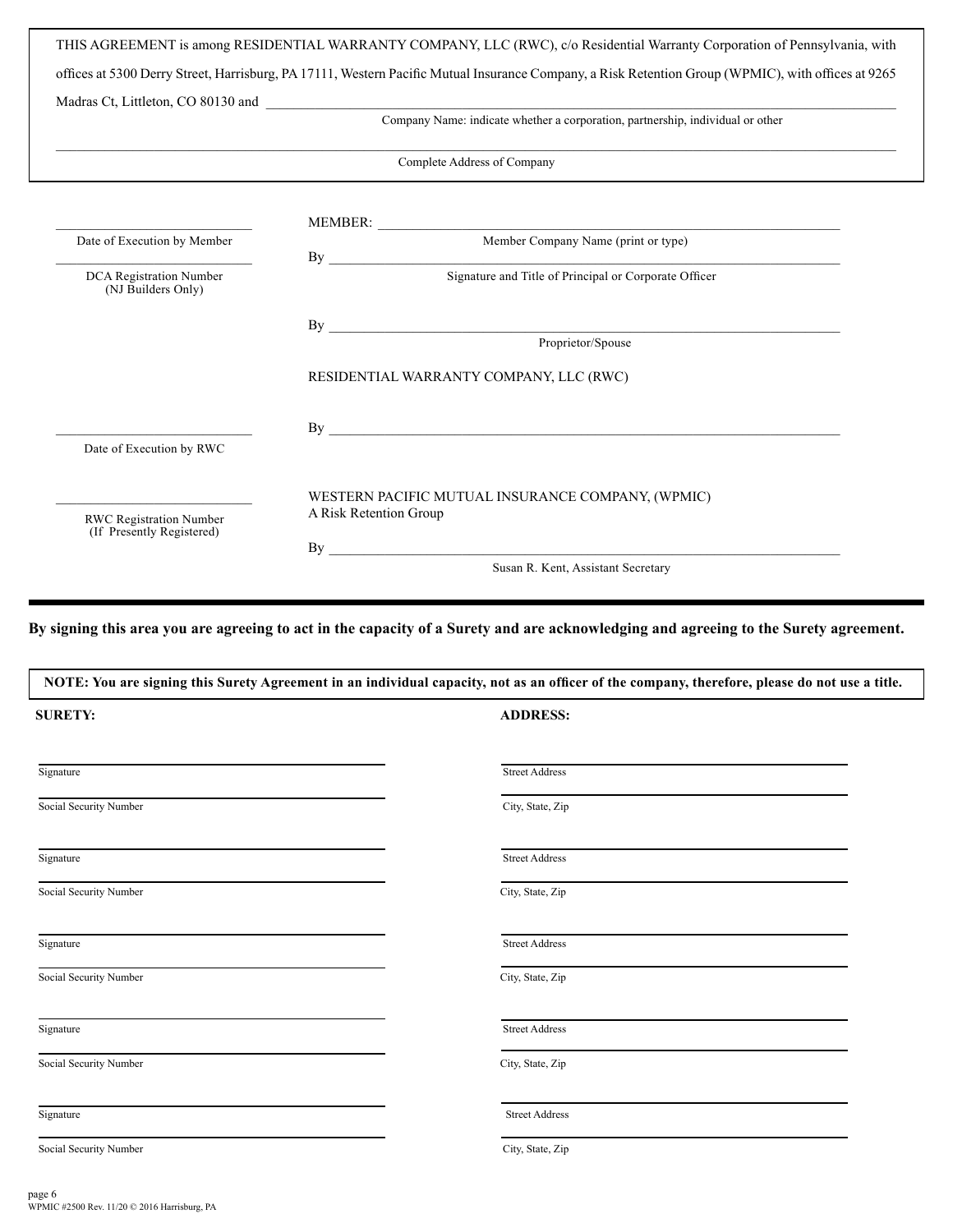THIS AGREEMENT is among RESIDENTIAL WARRANTY COMPANY, LLC (RWC), c/o Residential Warranty Corporation of Pennsylvania, with offices at 5300 Derry Street, Harrisburg, PA 17111, Western Pacific Mutual Insurance Company, a Risk Retention Group (WPMIC), with offices at 9265 Madras Ct, Littleton, CO 80130 and ____________________________________________

Company Name: indicate whether a corporation, partnership, individual or other

____________________________________________

Complete Address of Company

____________________
Date of Execution by Member

____________________
DCA Registration Number (NJ Builders Only)

MEMBER: ____________________________________________
Member Company Name (print or type)

By ____________________________________________
Signature and Title of Principal or Corporate Officer

By ____________________________________________
Proprietor/Spouse

RESIDENTIAL WARRANTY COMPANY, LLC (RWC)

____________________
Date of Execution by RWC

By ____________________________________________

____________________
RWC Registration Number (If Presently Registered)

WESTERN PACIFIC MUTUAL INSURANCE COMPANY, (WPMIC)
A Risk Retention Group

By ____________________________________________
Susan R. Kent, Assistant Secretary

---

**By signing this area you are agreeing to act in the capacity of a Surety and are acknowledging and agreeing to the Surety agreement.**

**NOTE: You are signing this Surety Agreement in an individual capacity, not as an officer of the company, therefore, please do not use a title.**

| **SURETY:** | **ADDRESS:** |
|---|---|
| Signature | Street Address |
| Social Security Number | City, State, Zip |
| Signature | Street Address |
| Social Security Number | City, State, Zip |
| Signature | Street Address |
| Social Security Number | City, State, Zip |
| Signature | Street Address |
| Social Security Number | City, State, Zip |
| Signature | Street Address |
| Social Security Number | City, State, Zip |

WPMIC #2500 Rev. 11/20 © 2016 Harrisburg, PA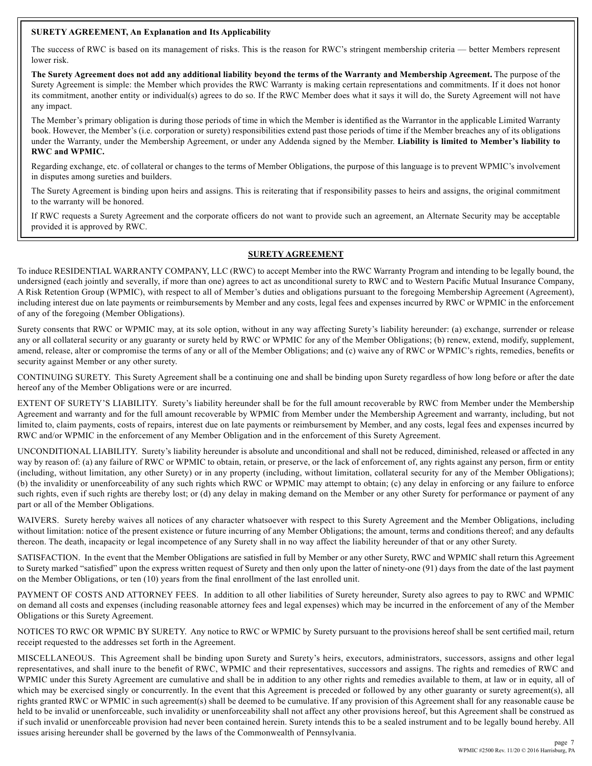**SURETY AGREEMENT, An Explanation and Its Applicability**

The success of RWC is based on its management of risks. This is the reason for RWC's stringent membership criteria — better Members represent lower risk.

**The Surety Agreement does not add any additional liability beyond the terms of the Warranty and Membership Agreement.** The purpose of the Surety Agreement is simple: the Member which provides the RWC Warranty is making certain representations and commitments. If it does not honor its commitment, another entity or individual(s) agrees to do so. If the RWC Member does what it says it will do, the Surety Agreement will not have any impact.

The Member's primary obligation is during those periods of time in which the Member is identified as the Warrantor in the applicable Limited Warranty book. However, the Member's (i.e. corporation or surety) responsibilities extend past those periods of time if the Member breaches any of its obligations under the Warranty, under the Membership Agreement, or under any Addenda signed by the Member. **Liability is limited to Member's liability to RWC and WPMIC.**

Regarding exchange, etc. of collateral or changes to the terms of Member Obligations, the purpose of this language is to prevent WPMIC's involvement in disputes among sureties and builders.

The Surety Agreement is binding upon heirs and assigns. This is reiterating that if responsibility passes to heirs and assigns, the original commitment to the warranty will be honored.

If RWC requests a Surety Agreement and the corporate officers do not want to provide such an agreement, an Alternate Security may be acceptable provided it is approved by RWC.

## SURETY AGREEMENT

To induce RESIDENTIAL WARRANTY COMPANY, LLC (RWC) to accept Member into the RWC Warranty Program and intending to be legally bound, the undersigned (each jointly and severally, if more than one) agrees to act as unconditional surety to RWC and to Western Pacific Mutual Insurance Company, A Risk Retention Group (WPMIC), with respect to all of Member's duties and obligations pursuant to the foregoing Membership Agreement (Agreement), including interest due on late payments or reimbursements by Member and any costs, legal fees and expenses incurred by RWC or WPMIC in the enforcement of any of the foregoing (Member Obligations).

Surety consents that RWC or WPMIC may, at its sole option, without in any way affecting Surety's liability hereunder: (a) exchange, surrender or release any or all collateral security or any guaranty or surety held by RWC or WPMIC for any of the Member Obligations; (b) renew, extend, modify, supplement, amend, release, alter or compromise the terms of any or all of the Member Obligations; and (c) waive any of RWC or WPMIC's rights, remedies, benefits or security against Member or any other surety.

CONTINUING SURETY. This Surety Agreement shall be a continuing one and shall be binding upon Surety regardless of how long before or after the date hereof any of the Member Obligations were or are incurred.

EXTENT OF SURETY'S LIABILITY. Surety's liability hereunder shall be for the full amount recoverable by RWC from Member under the Membership Agreement and warranty and for the full amount recoverable by WPMIC from Member under the Membership Agreement and warranty, including, but not limited to, claim payments, costs of repairs, interest due on late payments or reimbursement by Member, and any costs, legal fees and expenses incurred by RWC and/or WPMIC in the enforcement of any Member Obligation and in the enforcement of this Surety Agreement.

UNCONDITIONAL LIABILITY. Surety's liability hereunder is absolute and unconditional and shall not be reduced, diminished, released or affected in any way by reason of: (a) any failure of RWC or WPMIC to obtain, retain, or preserve, or the lack of enforcement of, any rights against any person, firm or entity (including, without limitation, any other Surety) or in any property (including, without limitation, collateral security for any of the Member Obligations); (b) the invalidity or unenforceability of any such rights which RWC or WPMIC may attempt to obtain; (c) any delay in enforcing or any failure to enforce such rights, even if such rights are thereby lost; or (d) any delay in making demand on the Member or any other Surety for performance or payment of any part or all of the Member Obligations.

WAIVERS. Surety hereby waives all notices of any character whatsoever with respect to this Surety Agreement and the Member Obligations, including without limitation: notice of the present existence or future incurring of any Member Obligations; the amount, terms and conditions thereof; and any defaults thereon. The death, incapacity or legal incompetence of any Surety shall in no way affect the liability hereunder of that or any other Surety.

SATISFACTION. In the event that the Member Obligations are satisfied in full by Member or any other Surety, RWC and WPMIC shall return this Agreement to Surety marked "satisfied" upon the express written request of Surety and then only upon the latter of ninety-one (91) days from the date of the last payment on the Member Obligations, or ten (10) years from the final enrollment of the last enrolled unit.

PAYMENT OF COSTS AND ATTORNEY FEES. In addition to all other liabilities of Surety hereunder, Surety also agrees to pay to RWC and WPMIC on demand all costs and expenses (including reasonable attorney fees and legal expenses) which may be incurred in the enforcement of any of the Member Obligations or this Surety Agreement.

NOTICES TO RWC OR WPMIC BY SURETY. Any notice to RWC or WPMIC by Surety pursuant to the provisions hereof shall be sent certified mail, return receipt requested to the addresses set forth in the Agreement.

MISCELLANEOUS. This Agreement shall be binding upon Surety and Surety's heirs, executors, administrators, successors, assigns and other legal representatives, and shall inure to the benefit of RWC, WPMIC and their representatives, successors and assigns. The rights and remedies of RWC and WPMIC under this Surety Agreement are cumulative and shall be in addition to any other rights and remedies available to them, at law or in equity, all of which may be exercised singly or concurrently. In the event that this Agreement is preceded or followed by any other guaranty or surety agreement(s), all rights granted RWC or WPMIC in such agreement(s) shall be deemed to be cumulative. If any provision of this Agreement shall for any reasonable cause be held to be invalid or unenforceable, such invalidity or unenforceability shall not affect any other provisions hereof, but this Agreement shall be construed as if such invalid or unenforceable provision had never been contained herein. Surety intends this to be a sealed instrument and to be legally bound hereby. All issues arising hereunder shall be governed by the laws of the Commonwealth of Pennsylvania.

WPMIC #2500 Rev. 11/20 © 2016 Harrisburg, PA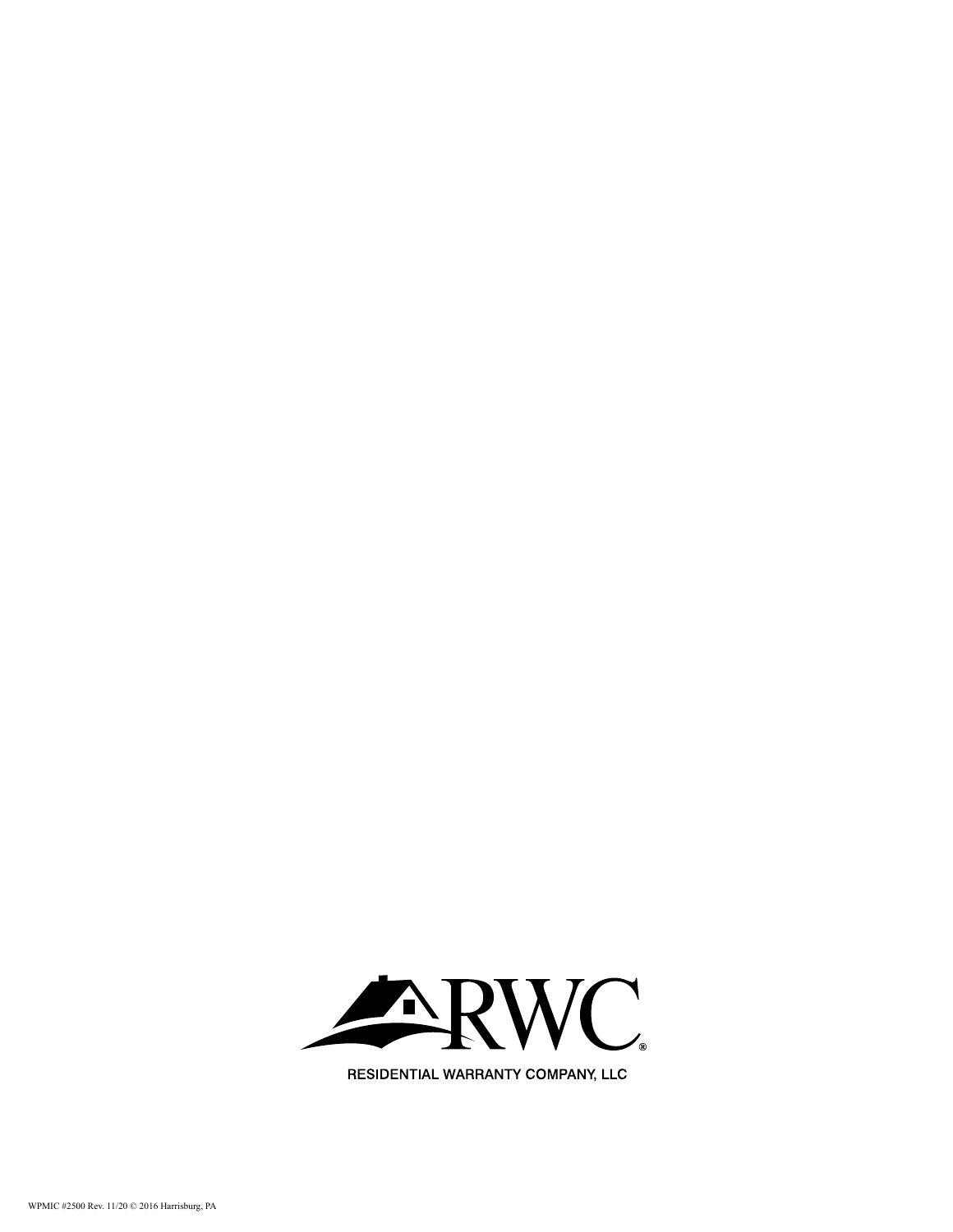RWC®

RESIDENTIAL WARRANTY COMPANY, LLC

WPMIC #2500 Rev. 11/20 © 2016 Harrisburg, PA